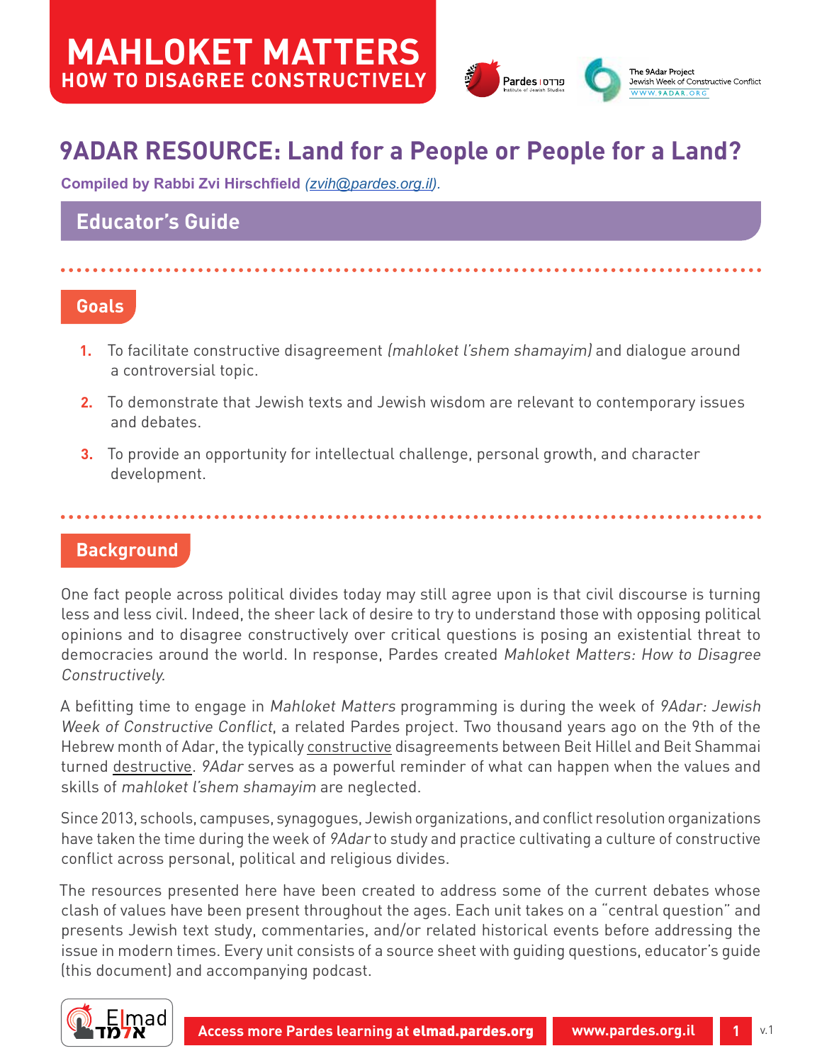# MAHLOKET MATTERS
## HOW TO DISAGREE CONSTRUCTIVELY

Pardes | פרדס Institute of Jewish Studies

The 9Adar Project
Jewish Week of Constructive Conflict
WWW.9ADAR.ORG

# 9ADAR RESOURCE: Land for a People or People for a Land?

**Compiled by Rabbi Zvi Hirschfield** *(zvih@pardes.org.il)*.

## Educator's Guide

### Goals

1. To facilitate constructive disagreement *(mahloket l'shem shamayim)* and dialogue around a controversial topic.
2. To demonstrate that Jewish texts and Jewish wisdom are relevant to contemporary issues and debates.
3. To provide an opportunity for intellectual challenge, personal growth, and character development.

### Background

One fact people across political divides today may still agree upon is that civil discourse is turning less and less civil. Indeed, the sheer lack of desire to try to understand those with opposing political opinions and to disagree constructively over critical questions is posing an existential threat to democracies around the world. In response, Pardes created *Mahloket Matters: How to Disagree Constructively.*

A befitting time to engage in *Mahloket Matters* programming is during the week of *9Adar: Jewish Week of Constructive Conflict*, a related Pardes project. Two thousand years ago on the 9th of the Hebrew month of Adar, the typically constructive disagreements between Beit Hillel and Beit Shammai turned destructive. *9Adar* serves as a powerful reminder of what can happen when the values and skills of *mahloket l'shem shamayim* are neglected.

Since 2013, schools, campuses, synagogues, Jewish organizations, and conflict resolution organizations have taken the time during the week of *9Adar* to study and practice cultivating a culture of constructive conflict across personal, political and religious divides.

The resources presented here have been created to address some of the current debates whose clash of values have been present throughout the ages. Each unit takes on a "central question" and presents Jewish text study, commentaries, and/or related historical events before addressing the issue in modern times. Every unit consists of a source sheet with guiding questions, educator's guide (this document) and accompanying podcast.

Elmad אלמד

Access more Pardes learning at **elmad.pardes.org** | www.pardes.org.il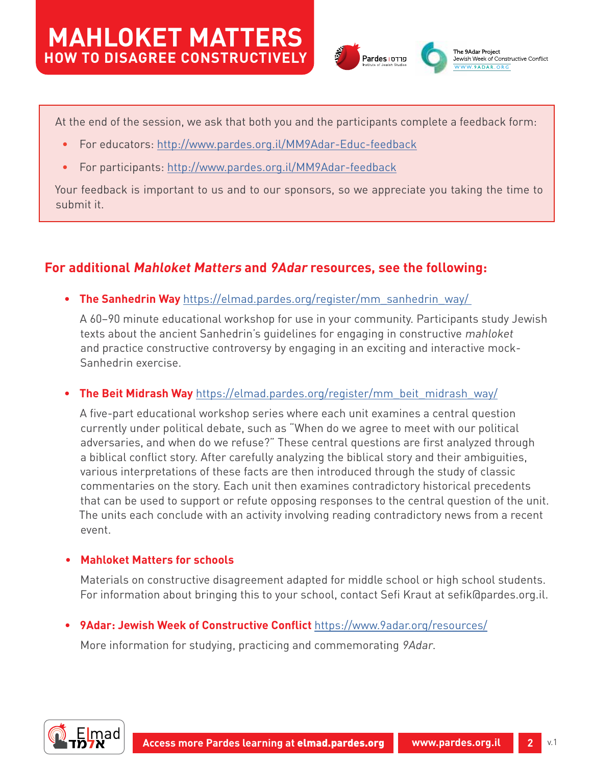At the end of the session, we ask that both you and the participants complete a feedback form:

- For educators: http://www.pardes.org.il/MM9Adar-Educ-feedback
- For participants: http://www.pardes.org.il/MM9Adar-feedback

Your feedback is important to us and to our sponsors, so we appreciate you taking the time to submit it.

## For additional *Mahloket Matters* and *9Adar* resources, see the following:

- **The Sanhedrin Way** https://elmad.pardes.org/register/mm_sanhedrin_way/

  A 60–90 minute educational workshop for use in your community. Participants study Jewish texts about the ancient Sanhedrin's guidelines for engaging in constructive *mahloket* and practice constructive controversy by engaging in an exciting and interactive mock-Sanhedrin exercise.

- **The Beit Midrash Way** https://elmad.pardes.org/register/mm_beit_midrash_way/

  A five-part educational workshop series where each unit examines a central question currently under political debate, such as "When do we agree to meet with our political adversaries, and when do we refuse?" These central questions are first analyzed through a biblical conflict story. After carefully analyzing the biblical story and their ambiguities, various interpretations of these facts are then introduced through the study of classic commentaries on the story. Each unit then examines contradictory historical precedents that can be used to support or refute opposing responses to the central question of the unit. The units each conclude with an activity involving reading contradictory news from a recent event.

- **Mahloket Matters for schools**

  Materials on constructive disagreement adapted for middle school or high school students. For information about bringing this to your school, contact Sefi Kraut at sefik@pardes.org.il.

- **9Adar: Jewish Week of Constructive Conflict** https://www.9adar.org/resources/

  More information for studying, practicing and commemorating *9Adar*.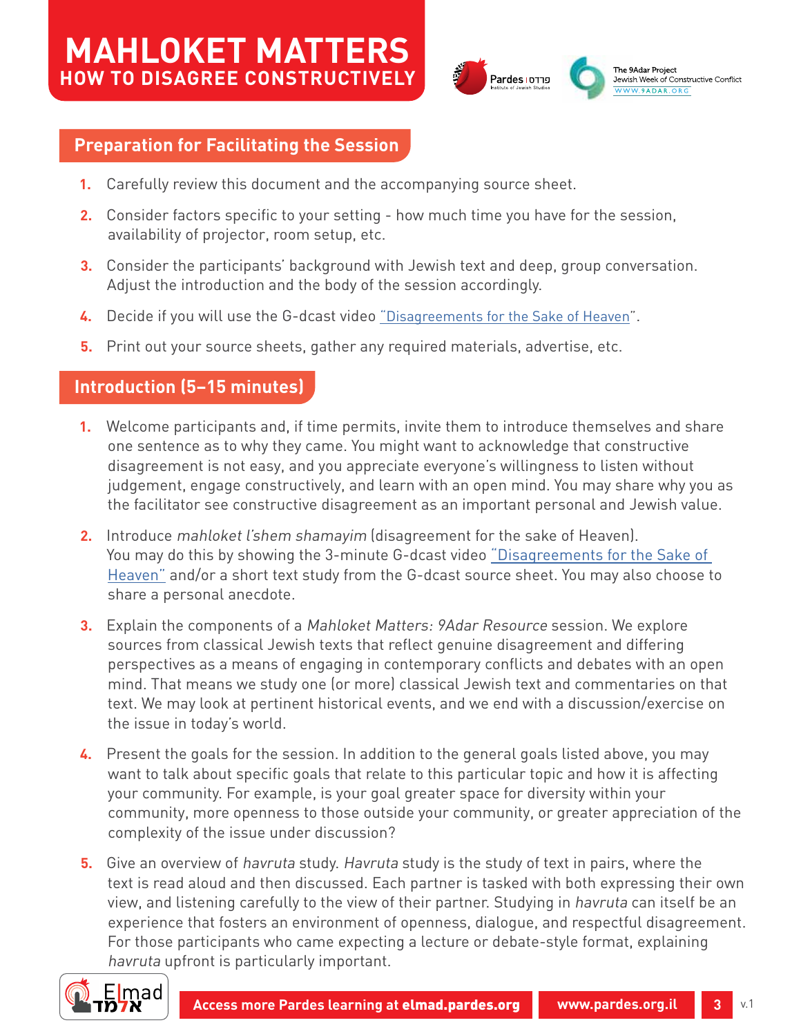# MAHLOKET MATTERS
## HOW TO DISAGREE CONSTRUCTIVELY

## Preparation for Facilitating the Session

1. Carefully review this document and the accompanying source sheet.
2. Consider factors specific to your setting - how much time you have for the session, availability of projector, room setup, etc.
3. Consider the participants' background with Jewish text and deep, group conversation. Adjust the introduction and the body of the session accordingly.
4. Decide if you will use the G-dcast video "Disagreements for the Sake of Heaven".
5. Print out your source sheets, gather any required materials, advertise, etc.

## Introduction (5–15 minutes)

1. Welcome participants and, if time permits, invite them to introduce themselves and share one sentence as to why they came. You might want to acknowledge that constructive disagreement is not easy, and you appreciate everyone's willingness to listen without judgement, engage constructively, and learn with an open mind. You may share why you as the facilitator see constructive disagreement as an important personal and Jewish value.
2. Introduce *mahloket l'shem shamayim* (disagreement for the sake of Heaven). You may do this by showing the 3-minute G-dcast video "Disagreements for the Sake of Heaven" and/or a short text study from the G-dcast source sheet. You may also choose to share a personal anecdote.
3. Explain the components of a *Mahloket Matters: 9Adar Resource* session. We explore sources from classical Jewish texts that reflect genuine disagreement and differing perspectives as a means of engaging in contemporary conflicts and debates with an open mind. That means we study one (or more) classical Jewish text and commentaries on that text. We may look at pertinent historical events, and we end with a discussion/exercise on the issue in today's world.
4. Present the goals for the session. In addition to the general goals listed above, you may want to talk about specific goals that relate to this particular topic and how it is affecting your community. For example, is your goal greater space for diversity within your community, more openness to those outside your community, or greater appreciation of the complexity of the issue under discussion?
5. Give an overview of *havruta* study. *Havruta* study is the study of text in pairs, where the text is read aloud and then discussed. Each partner is tasked with both expressing their own view, and listening carefully to the view of their partner. Studying in *havruta* can itself be an experience that fosters an environment of openness, dialogue, and respectful disagreement. For those participants who came expecting a lecture or debate-style format, explaining *havruta* upfront is particularly important.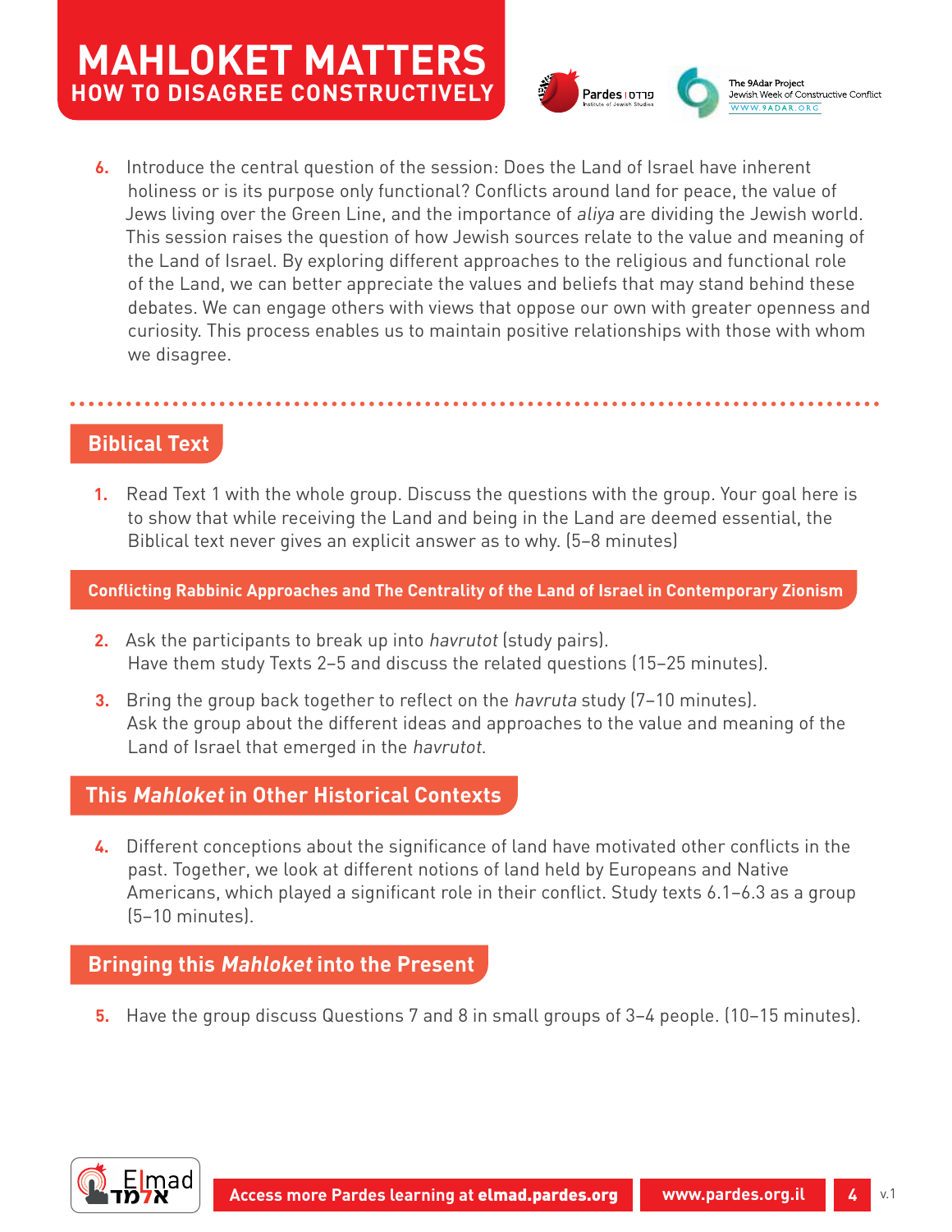6. Introduce the central question of the session: Does the Land of Israel have inherent holiness or is its purpose only functional? Conflicts around land for peace, the value of Jews living over the Green Line, and the importance of *aliya* are dividing the Jewish world. This session raises the question of how Jewish sources relate to the value and meaning of the Land of Israel. By exploring different approaches to the religious and functional role of the Land, we can better appreciate the values and beliefs that may stand behind these debates. We can engage others with views that oppose our own with greater openness and curiosity. This process enables us to maintain positive relationships with those with whom we disagree.

## Biblical Text

1. Read Text 1 with the whole group. Discuss the questions with the group. Your goal here is to show that while receiving the Land and being in the Land are deemed essential, the Biblical text never gives an explicit answer as to why. (5–8 minutes)

## Conflicting Rabbinic Approaches and The Centrality of the Land of Israel in Contemporary Zionism

2. Ask the participants to break up into *havrutot* (study pairs). Have them study Texts 2–5 and discuss the related questions (15–25 minutes).
3. Bring the group back together to reflect on the *havruta* study (7–10 minutes). Ask the group about the different ideas and approaches to the value and meaning of the Land of Israel that emerged in the *havrutot*.

## This *Mahloket* in Other Historical Contexts

4. Different conceptions about the significance of land have motivated other conflicts in the past. Together, we look at different notions of land held by Europeans and Native Americans, which played a significant role in their conflict. Study texts 6.1–6.3 as a group (5–10 minutes).

## Bringing this *Mahloket* into the Present

5. Have the group discuss Questions 7 and 8 in small groups of 3–4 people. (10–15 minutes).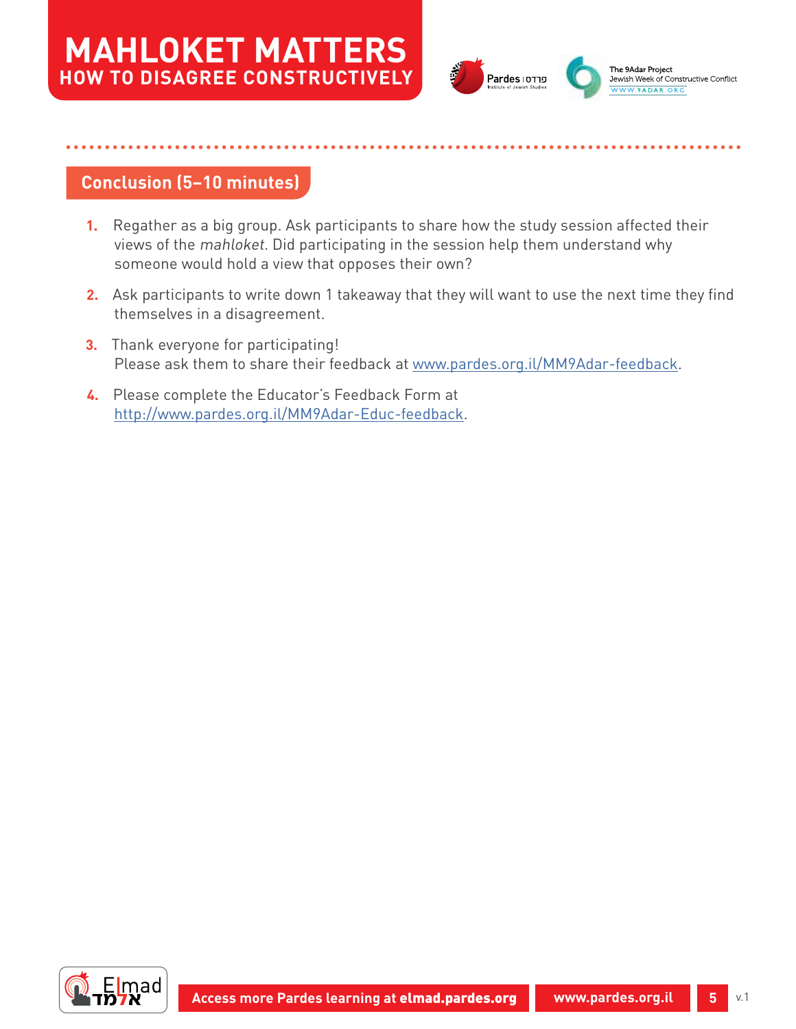## Conclusion (5–10 minutes)

1. Regather as a big group. Ask participants to share how the study session affected their views of the *mahloket*. Did participating in the session help them understand why someone would hold a view that opposes their own?
2. Ask participants to write down 1 takeaway that they will want to use the next time they find themselves in a disagreement.
3. Thank everyone for participating!
   Please ask them to share their feedback at www.pardes.org.il/MM9Adar-feedback.
4. Please complete the Educator's Feedback Form at http://www.pardes.org.il/MM9Adar-Educ-feedback.